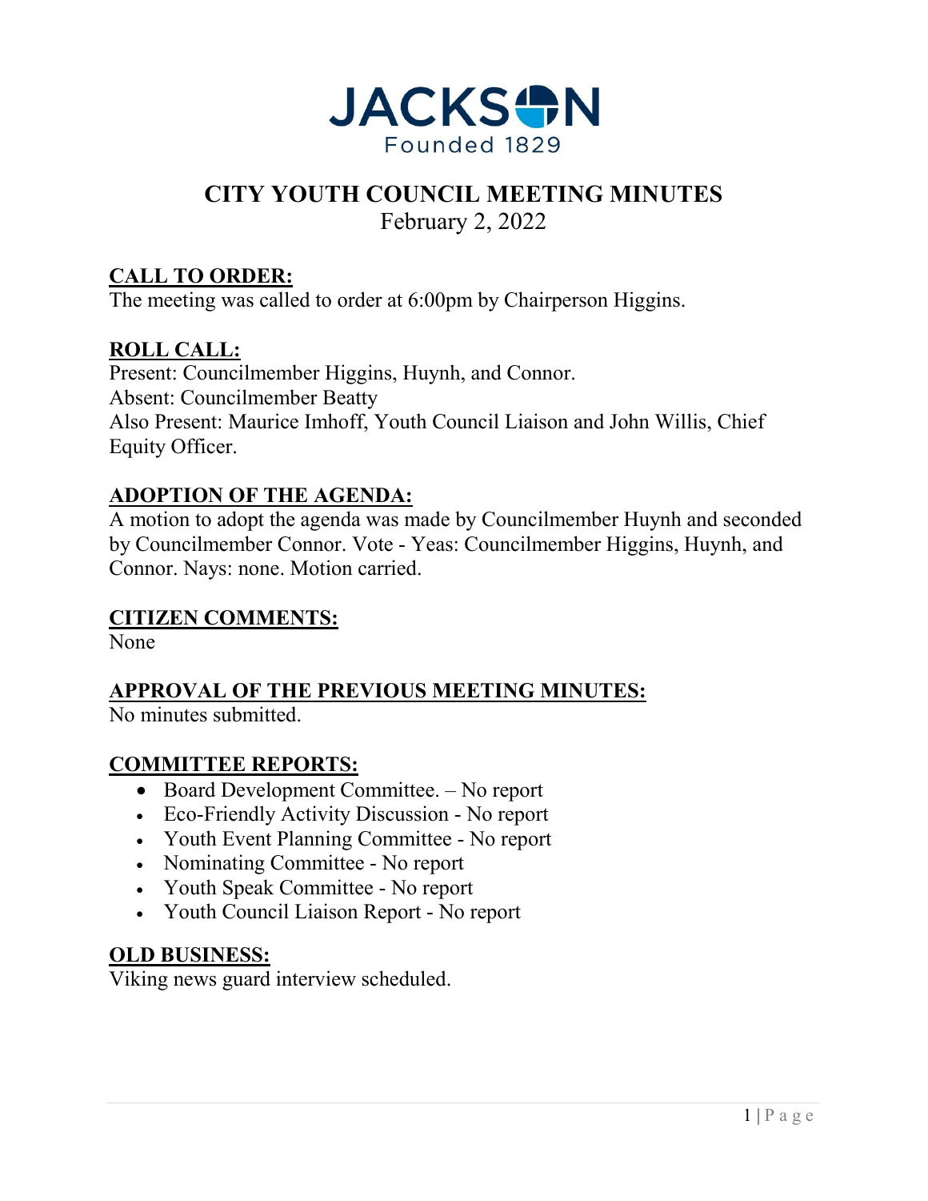JACKSON
Founded 1829

# CITY YOUTH COUNCIL MEETING MINUTES

February 2, 2022

## CALL TO ORDER:

The meeting was called to order at 6:00pm by Chairperson Higgins.

## ROLL CALL:

Present: Councilmember Higgins, Huynh, and Connor.
Absent: Councilmember Beatty
Also Present: Maurice Imhoff, Youth Council Liaison and John Willis, Chief Equity Officer.

## ADOPTION OF THE AGENDA:

A motion to adopt the agenda was made by Councilmember Huynh and seconded by Councilmember Connor. Vote - Yeas: Councilmember Higgins, Huynh, and Connor. Nays: none. Motion carried.

## CITIZEN COMMENTS:

None

## APPROVAL OF THE PREVIOUS MEETING MINUTES:

No minutes submitted.

## COMMITTEE REPORTS:

- Board Development Committee. – No report
- Eco-Friendly Activity Discussion - No report
- Youth Event Planning Committee - No report
- Nominating Committee - No report
- Youth Speak Committee - No report
- Youth Council Liaison Report - No report

## OLD BUSINESS:

Viking news guard interview scheduled.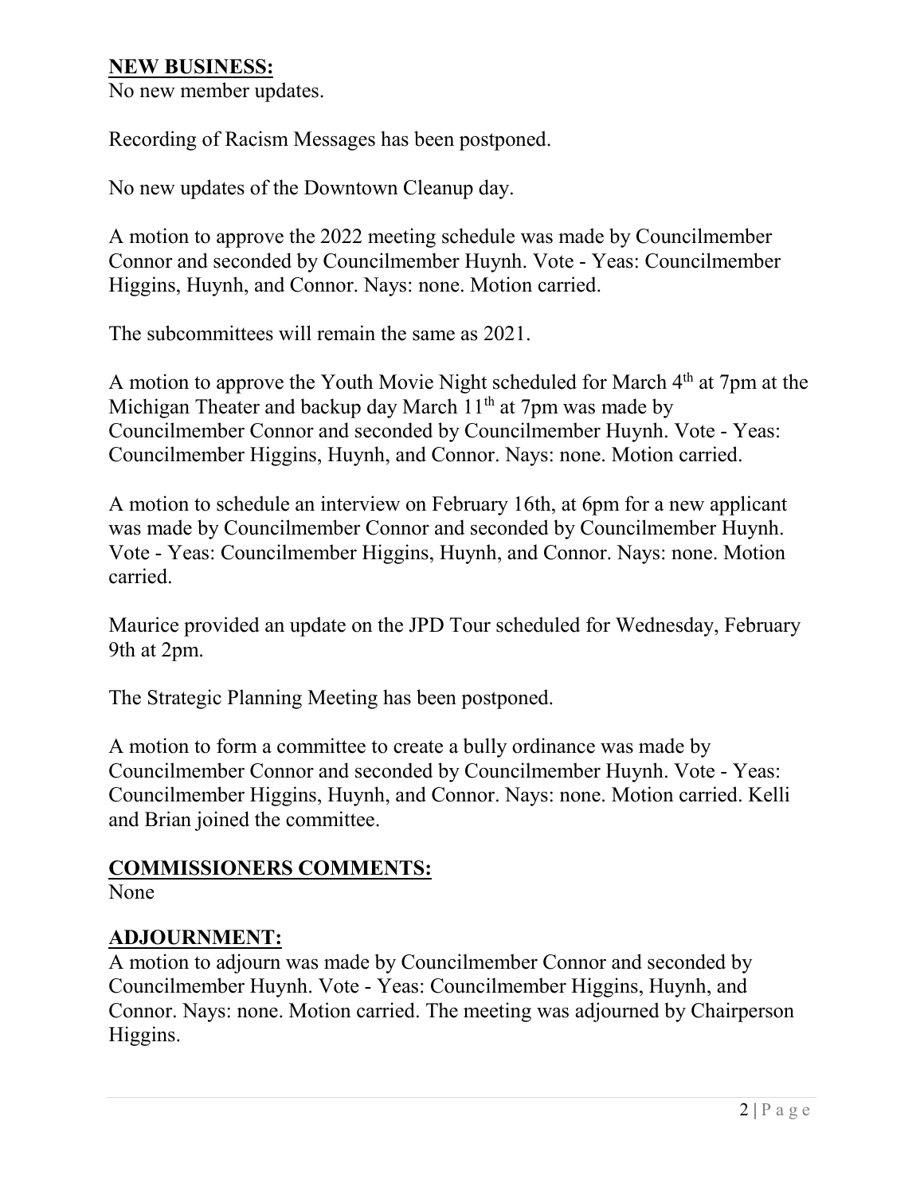## NEW BUSINESS:

No new member updates.

Recording of Racism Messages has been postponed.

No new updates of the Downtown Cleanup day.

A motion to approve the 2022 meeting schedule was made by Councilmember Connor and seconded by Councilmember Huynh. Vote - Yeas: Councilmember Higgins, Huynh, and Connor. Nays: none. Motion carried.

The subcommittees will remain the same as 2021.

A motion to approve the Youth Movie Night scheduled for March 4th at 7pm at the Michigan Theater and backup day March 11th at 7pm was made by Councilmember Connor and seconded by Councilmember Huynh. Vote - Yeas: Councilmember Higgins, Huynh, and Connor. Nays: none. Motion carried.

A motion to schedule an interview on February 16th, at 6pm for a new applicant was made by Councilmember Connor and seconded by Councilmember Huynh. Vote - Yeas: Councilmember Higgins, Huynh, and Connor. Nays: none. Motion carried.

Maurice provided an update on the JPD Tour scheduled for Wednesday, February 9th at 2pm.

The Strategic Planning Meeting has been postponed.

A motion to form a committee to create a bully ordinance was made by Councilmember Connor and seconded by Councilmember Huynh. Vote - Yeas: Councilmember Higgins, Huynh, and Connor. Nays: none. Motion carried. Kelli and Brian joined the committee.

## COMMISSIONERS COMMENTS:

None

## ADJOURNMENT:

A motion to adjourn was made by Councilmember Connor and seconded by Councilmember Huynh. Vote - Yeas: Councilmember Higgins, Huynh, and Connor. Nays: none. Motion carried. The meeting was adjourned by Chairperson Higgins.